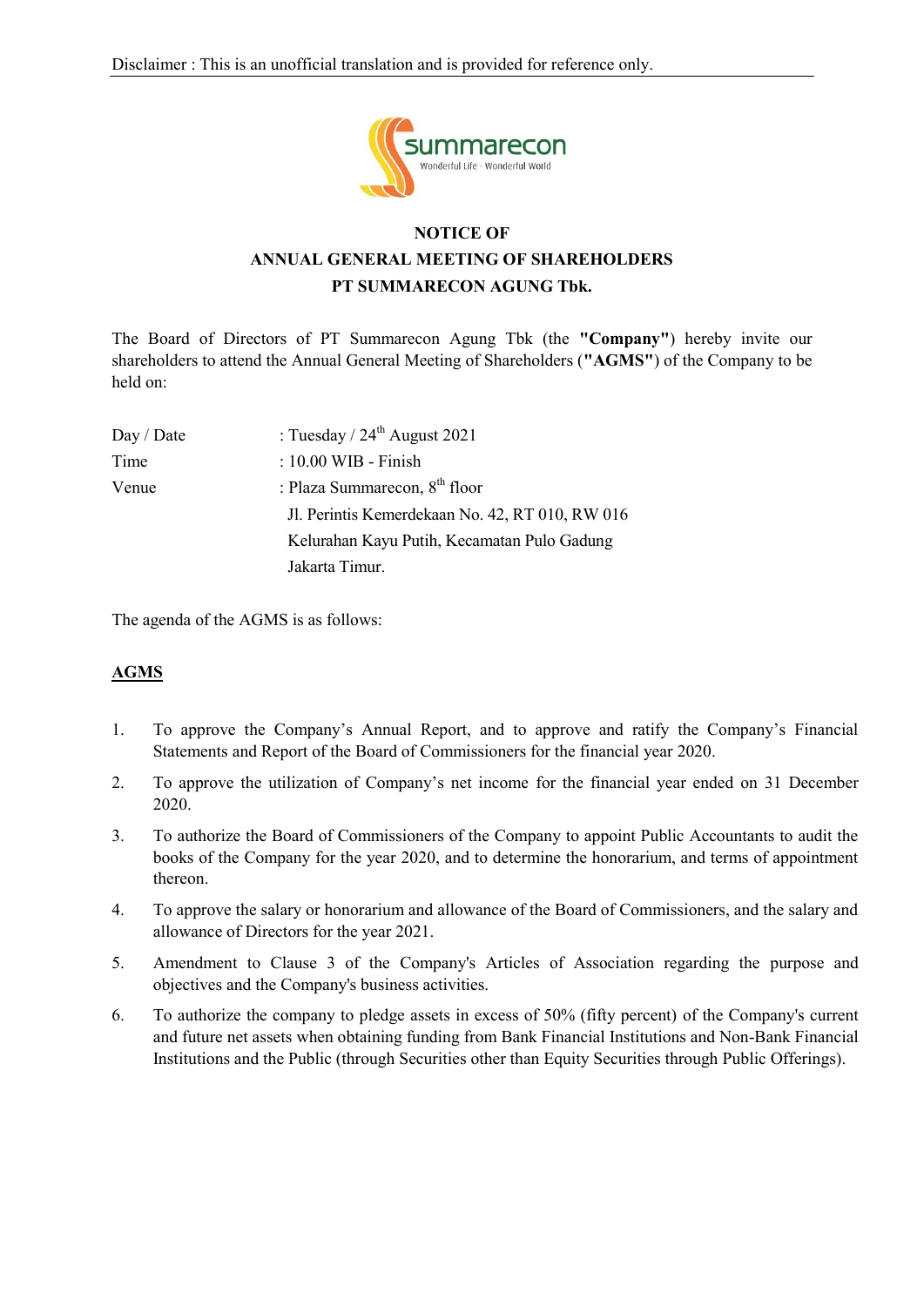Disclaimer : This is an unofficial translation and is provided for reference only.

**NOTICE OF**
**ANNUAL GENERAL MEETING OF SHAREHOLDERS**
**PT SUMMARECON AGUNG Tbk.**

The Board of Directors of PT Summarecon Agung Tbk (the **"Company"**) hereby invite our shareholders to attend the Annual General Meeting of Shareholders (**"AGMS"**) of the Company to be held on:

| | |
|---|---|
| Day / Date | : Tuesday / 24th August 2021 |
| Time | : 10.00 WIB - Finish |
| Venue | : Plaza Summarecon, 8th floor<br>Jl. Perintis Kemerdekaan No. 42, RT 010, RW 016<br>Kelurahan Kayu Putih, Kecamatan Pulo Gadung<br>Jakarta Timur. |

The agenda of the AGMS is as follows:

**AGMS**

1. To approve the Company's Annual Report, and to approve and ratify the Company's Financial Statements and Report of the Board of Commissioners for the financial year 2020.
2. To approve the utilization of Company's net income for the financial year ended on 31 December 2020.
3. To authorize the Board of Commissioners of the Company to appoint Public Accountants to audit the books of the Company for the year 2020, and to determine the honorarium, and terms of appointment thereon.
4. To approve the salary or honorarium and allowance of the Board of Commissioners, and the salary and allowance of Directors for the year 2021.
5. Amendment to Clause 3 of the Company's Articles of Association regarding the purpose and objectives and the Company's business activities.
6. To authorize the company to pledge assets in excess of 50% (fifty percent) of the Company's current and future net assets when obtaining funding from Bank Financial Institutions and Non-Bank Financial Institutions and the Public (through Securities other than Equity Securities through Public Offerings).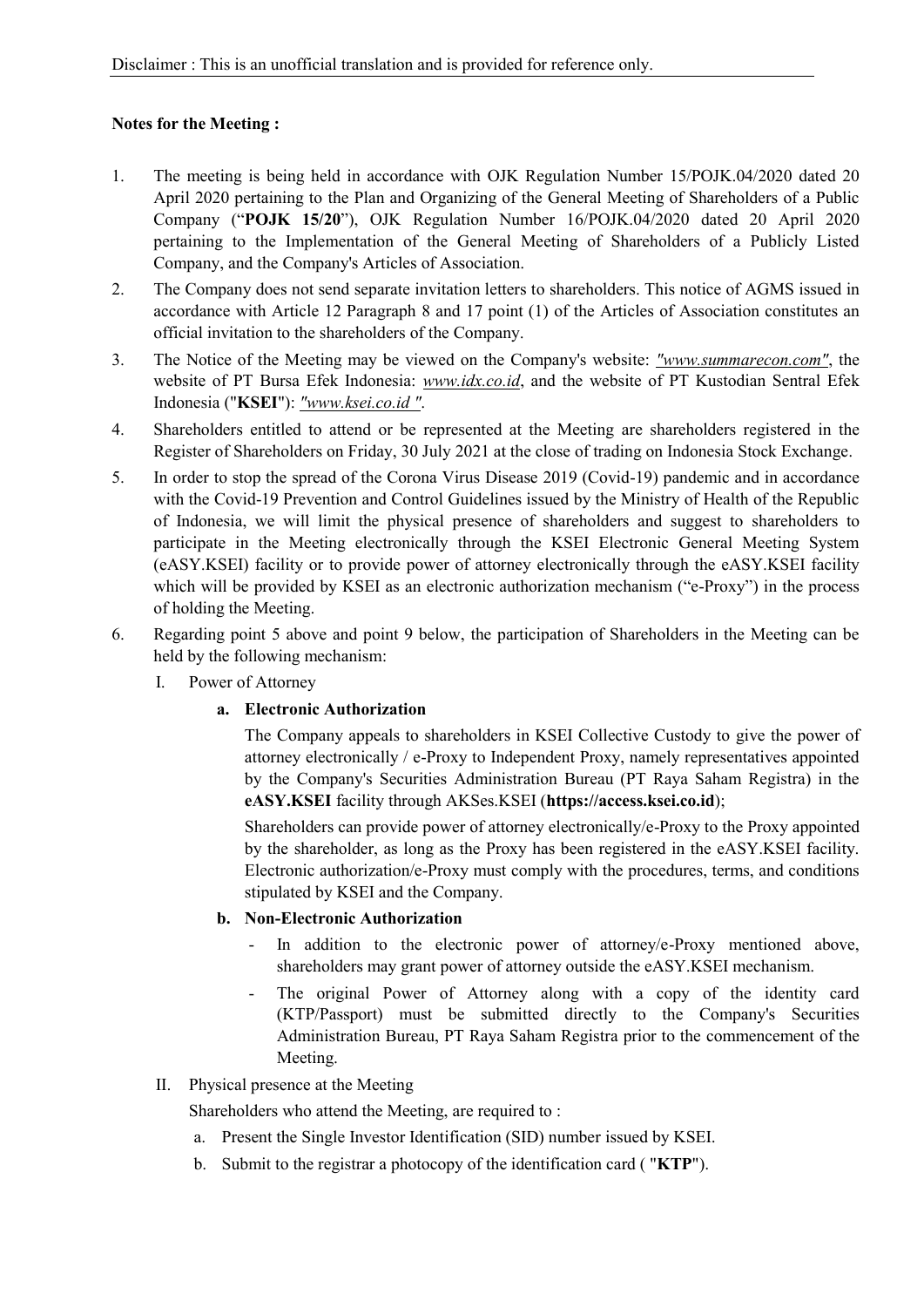Disclaimer : This is an unofficial translation and is provided for reference only.

**Notes for the Meeting :**

1. The meeting is being held in accordance with OJK Regulation Number 15/POJK.04/2020 dated 20 April 2020 pertaining to the Plan and Organizing of the General Meeting of Shareholders of a Public Company ("**POJK 15/20**"), OJK Regulation Number 16/POJK.04/2020 dated 20 April 2020 pertaining to the Implementation of the General Meeting of Shareholders of a Publicly Listed Company, and the Company's Articles of Association.
2. The Company does not send separate invitation letters to shareholders. This notice of AGMS issued in accordance with Article 12 Paragraph 8 and 17 point (1) of the Articles of Association constitutes an official invitation to the shareholders of the Company.
3. The Notice of the Meeting may be viewed on the Company's website: *"www.summarecon.com"*, the website of PT Bursa Efek Indonesia: *www.idx.co.id*, and the website of PT Kustodian Sentral Efek Indonesia ("**KSEI**"): *"www.ksei.co.id "*.
4. Shareholders entitled to attend or be represented at the Meeting are shareholders registered in the Register of Shareholders on Friday, 30 July 2021 at the close of trading on Indonesia Stock Exchange.
5. In order to stop the spread of the Corona Virus Disease 2019 (Covid-19) pandemic and in accordance with the Covid-19 Prevention and Control Guidelines issued by the Ministry of Health of the Republic of Indonesia, we will limit the physical presence of shareholders and suggest to shareholders to participate in the Meeting electronically through the KSEI Electronic General Meeting System (eASY.KSEI) facility or to provide power of attorney electronically through the eASY.KSEI facility which will be provided by KSEI as an electronic authorization mechanism ("e-Proxy") in the process of holding the Meeting.
6. Regarding point 5 above and point 9 below, the participation of Shareholders in the Meeting can be held by the following mechanism:

   I. Power of Attorney

   **a. Electronic Authorization**

   The Company appeals to shareholders in KSEI Collective Custody to give the power of attorney electronically / e-Proxy to Independent Proxy, namely representatives appointed by the Company's Securities Administration Bureau (PT Raya Saham Registra) in the **eASY.KSEI** facility through AKSes.KSEI (**https://access.ksei.co.id**);

   Shareholders can provide power of attorney electronically/e-Proxy to the Proxy appointed by the shareholder, as long as the Proxy has been registered in the eASY.KSEI facility. Electronic authorization/e-Proxy must comply with the procedures, terms, and conditions stipulated by KSEI and the Company.

   **b. Non-Electronic Authorization**

   - In addition to the electronic power of attorney/e-Proxy mentioned above, shareholders may grant power of attorney outside the eASY.KSEI mechanism.
   - The original Power of Attorney along with a copy of the identity card (KTP/Passport) must be submitted directly to the Company's Securities Administration Bureau, PT Raya Saham Registra prior to the commencement of the Meeting.

   II. Physical presence at the Meeting

   Shareholders who attend the Meeting, are required to :

   a. Present the Single Investor Identification (SID) number issued by KSEI.

   b. Submit to the registrar a photocopy of the identification card ( "**KTP**").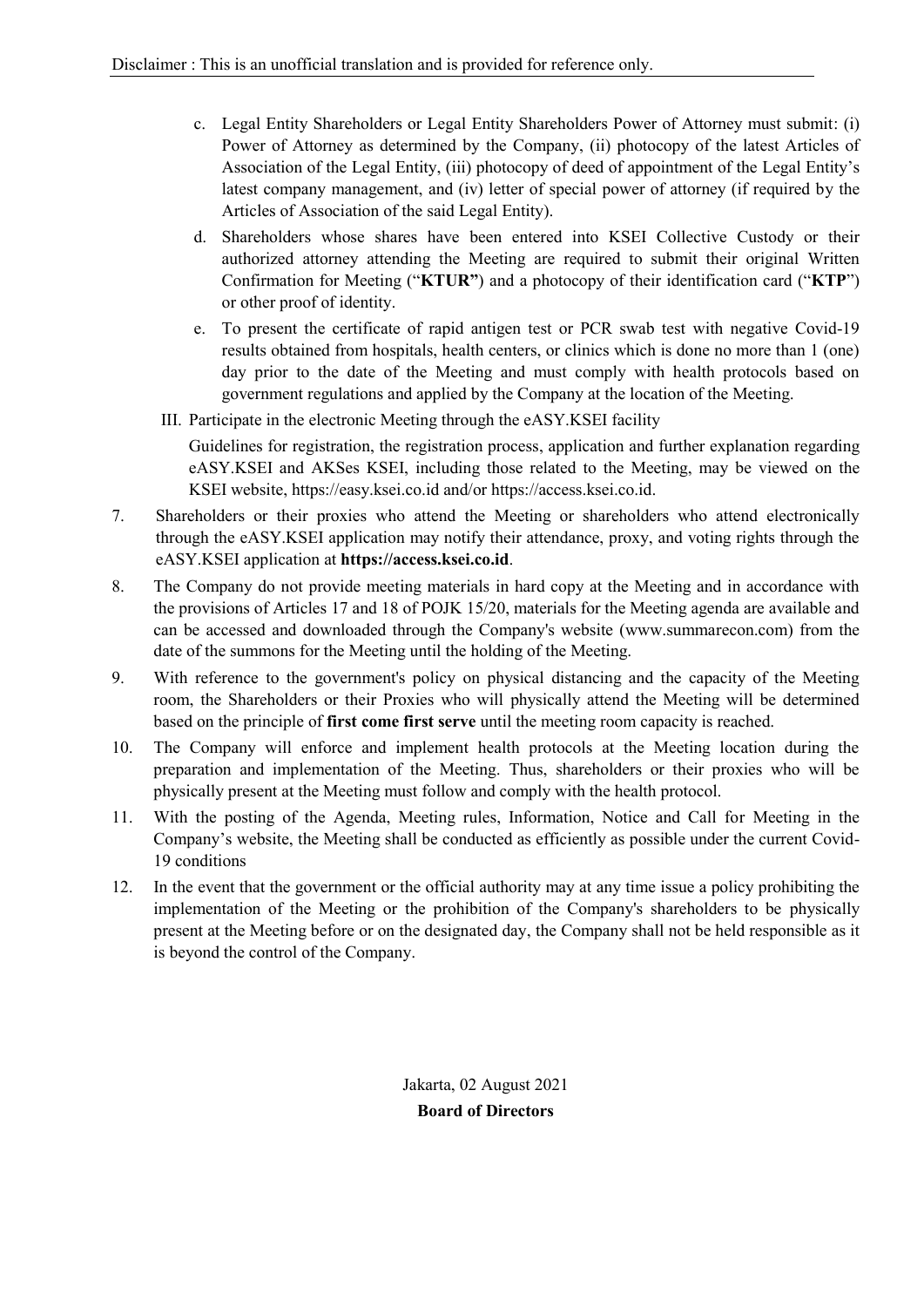c. Legal Entity Shareholders or Legal Entity Shareholders Power of Attorney must submit: (i) Power of Attorney as determined by the Company, (ii) photocopy of the latest Articles of Association of the Legal Entity, (iii) photocopy of deed of appointment of the Legal Entity's latest company management, and (iv) letter of special power of attorney (if required by the Articles of Association of the said Legal Entity).

d. Shareholders whose shares have been entered into KSEI Collective Custody or their authorized attorney attending the Meeting are required to submit their original Written Confirmation for Meeting ("**KTUR"**) and a photocopy of their identification card ("**KTP**") or other proof of identity.

e. To present the certificate of rapid antigen test or PCR swab test with negative Covid-19 results obtained from hospitals, health centers, or clinics which is done no more than 1 (one) day prior to the date of the Meeting and must comply with health protocols based on government regulations and applied by the Company at the location of the Meeting.

III. Participate in the electronic Meeting through the eASY.KSEI facility

Guidelines for registration, the registration process, application and further explanation regarding eASY.KSEI and AKSes KSEI, including those related to the Meeting, may be viewed on the KSEI website, https://easy.ksei.co.id and/or https://access.ksei.co.id.

7. Shareholders or their proxies who attend the Meeting or shareholders who attend electronically through the eASY.KSEI application may notify their attendance, proxy, and voting rights through the eASY.KSEI application at **https://access.ksei.co.id**.
8. The Company do not provide meeting materials in hard copy at the Meeting and in accordance with the provisions of Articles 17 and 18 of POJK 15/20, materials for the Meeting agenda are available and can be accessed and downloaded through the Company's website (www.summarecon.com) from the date of the summons for the Meeting until the holding of the Meeting.
9. With reference to the government's policy on physical distancing and the capacity of the Meeting room, the Shareholders or their Proxies who will physically attend the Meeting will be determined based on the principle of **first come first serve** until the meeting room capacity is reached.
10. The Company will enforce and implement health protocols at the Meeting location during the preparation and implementation of the Meeting. Thus, shareholders or their proxies who will be physically present at the Meeting must follow and comply with the health protocol.
11. With the posting of the Agenda, Meeting rules, Information, Notice and Call for Meeting in the Company's website, the Meeting shall be conducted as efficiently as possible under the current Covid-19 conditions
12. In the event that the government or the official authority may at any time issue a policy prohibiting the implementation of the Meeting or the prohibition of the Company's shareholders to be physically present at the Meeting before or on the designated day, the Company shall not be held responsible as it is beyond the control of the Company.

Jakarta, 02 August 2021

**Board of Directors**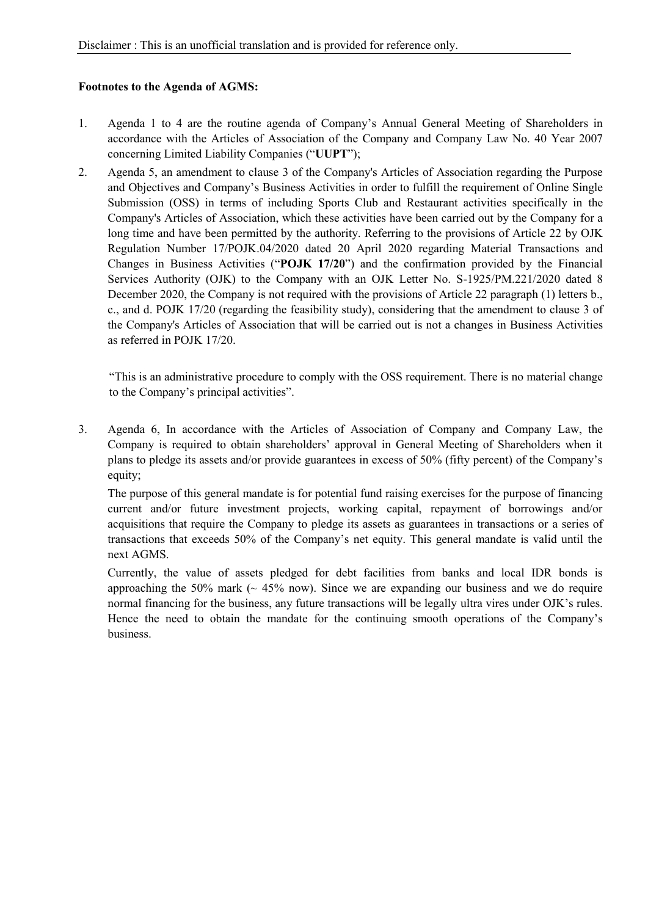Disclaimer : This is an unofficial translation and is provided for reference only.

**Footnotes to the Agenda of AGMS:**

1. Agenda 1 to 4 are the routine agenda of Company's Annual General Meeting of Shareholders in accordance with the Articles of Association of the Company and Company Law No. 40 Year 2007 concerning Limited Liability Companies ("**UUPT**");

2. Agenda 5, an amendment to clause 3 of the Company's Articles of Association regarding the Purpose and Objectives and Company's Business Activities in order to fulfill the requirement of Online Single Submission (OSS) in terms of including Sports Club and Restaurant activities specifically in the Company's Articles of Association, which these activities have been carried out by the Company for a long time and have been permitted by the authority. Referring to the provisions of Article 22 by OJK Regulation Number 17/POJK.04/2020 dated 20 April 2020 regarding Material Transactions and Changes in Business Activities ("**POJK 17/20**") and the confirmation provided by the Financial Services Authority (OJK) to the Company with an OJK Letter No. S-1925/PM.221/2020 dated 8 December 2020, the Company is not required with the provisions of Article 22 paragraph (1) letters b., c., and d. POJK 17/20 (regarding the feasibility study), considering that the amendment to clause 3 of the Company's Articles of Association that will be carried out is not a changes in Business Activities as referred in POJK 17/20.

   "This is an administrative procedure to comply with the OSS requirement. There is no material change to the Company's principal activities".

3. Agenda 6, In accordance with the Articles of Association of Company and Company Law, the Company is required to obtain shareholders' approval in General Meeting of Shareholders when it plans to pledge its assets and/or provide guarantees in excess of 50% (fifty percent) of the Company's equity;

   The purpose of this general mandate is for potential fund raising exercises for the purpose of financing current and/or future investment projects, working capital, repayment of borrowings and/or acquisitions that require the Company to pledge its assets as guarantees in transactions or a series of transactions that exceeds 50% of the Company's net equity. This general mandate is valid until the next AGMS.

   Currently, the value of assets pledged for debt facilities from banks and local IDR bonds is approaching the 50% mark (~ 45% now). Since we are expanding our business and we do require normal financing for the business, any future transactions will be legally ultra vires under OJK's rules. Hence the need to obtain the mandate for the continuing smooth operations of the Company's business.